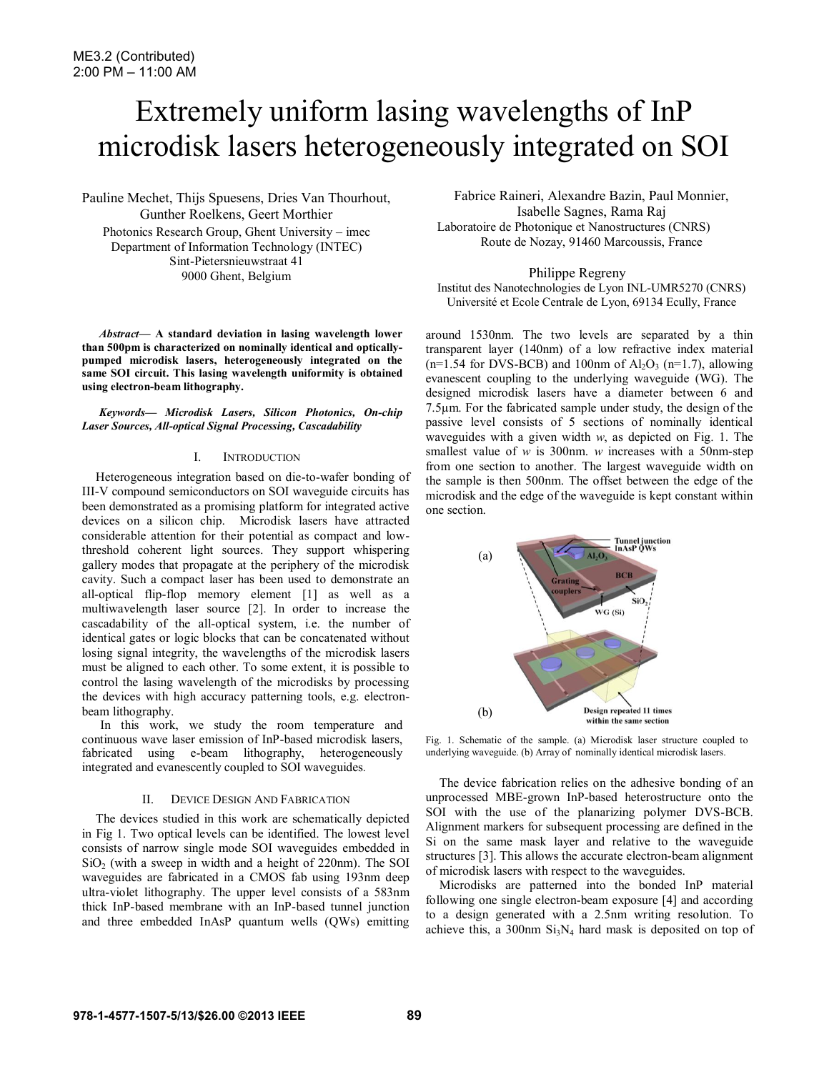# Extremely uniform lasing wavelengths of InP microdisk lasers heterogeneously integrated on SOI

Pauline Mechet, Thijs Spuesens, Dries Van Thourhout, Gunther Roelkens, Geert Morthier
Photonics Research Group, Ghent University – imec
Department of Information Technology (INTEC)
Sint-Pietersnieuwstraat 41
9000 Ghent, Belgium

Fabrice Raineri, Alexandre Bazin, Paul Monnier, Isabelle Sagnes, Rama Raj
Laboratoire de Photonique et Nanostructures (CNRS)
Route de Nozay, 91460 Marcoussis, France

Philippe Regreny
Institut des Nanotechnologies de Lyon INL-UMR5270 (CNRS)
Université et Ecole Centrale de Lyon, 69134 Ecully, France

***Abstract*— A standard deviation in lasing wavelength lower than 500pm is characterized on nominally identical and optically-pumped microdisk lasers, heterogeneously integrated on the same SOI circuit. This lasing wavelength uniformity is obtained using electron-beam lithography.**

***Keywords— Microdisk Lasers, Silicon Photonics, On-chip Laser Sources, All-optical Signal Processing, Cascadability***

## I. Introduction

Heterogeneous integration based on die-to-wafer bonding of III-V compound semiconductors on SOI waveguide circuits has been demonstrated as a promising platform for integrated active devices on a silicon chip. Microdisk lasers have attracted considerable attention for their potential as compact and low-threshold coherent light sources. They support whispering gallery modes that propagate at the periphery of the microdisk cavity. Such a compact laser has been used to demonstrate an all-optical flip-flop memory element [1] as well as a multiwavelength laser source [2]. In order to increase the cascadability of the all-optical system, i.e. the number of identical gates or logic blocks that can be concatenated without losing signal integrity, the wavelengths of the microdisk lasers must be aligned to each other. To some extent, it is possible to control the lasing wavelength of the microdisks by processing the devices with high accuracy patterning tools, e.g. electron-beam lithography.

In this work, we study the room temperature and continuous wave laser emission of InP-based microdisk lasers, fabricated using e-beam lithography, heterogeneously integrated and evanescently coupled to SOI waveguides.

## II. Device Design And Fabrication

The devices studied in this work are schematically depicted in Fig 1. Two optical levels can be identified. The lowest level consists of narrow single mode SOI waveguides embedded in $SiO_2$ (with a sweep in width and a height of 220nm). The SOI waveguides are fabricated in a CMOS fab using 193nm deep ultra-violet lithography. The upper level consists of a 583nm thick InP-based membrane with an InP-based tunnel junction and three embedded InAsP quantum wells (QWs) emitting around 1530nm. The two levels are separated by a thin transparent layer (140nm) of a low refractive index material (n=1.54 for DVS-BCB) and 100nm of $Al_2O_3$ (n=1.7), allowing evanescent coupling to the underlying waveguide (WG). The designed microdisk lasers have a diameter between 6 and 7.5µm. For the fabricated sample under study, the design of the passive level consists of 5 sections of nominally identical waveguides with a given width *w*, as depicted on Fig. 1. The smallest value of *w* is 300nm. *w* increases with a 50nm-step from one section to another. The largest waveguide width on the sample is then 500nm. The offset between the edge of the microdisk and the edge of the waveguide is kept constant within one section.

Fig. 1. Schematic of the sample. (a) Microdisk laser structure coupled to underlying waveguide. (b) Array of nominally identical microdisk lasers.

The device fabrication relies on the adhesive bonding of an unprocessed MBE-grown InP-based heterostructure onto the SOI with the use of the planarizing polymer DVS-BCB. Alignment markers for subsequent processing are defined in the Si on the same mask layer and relative to the waveguide structures [3]. This allows the accurate electron-beam alignment of microdisk lasers with respect to the waveguides.

Microdisks are patterned into the bonded InP material following one single electron-beam exposure [4] and according to a design generated with a 2.5nm writing resolution. To achieve this, a 300nm $Si_3N_4$ hard mask is deposited on top of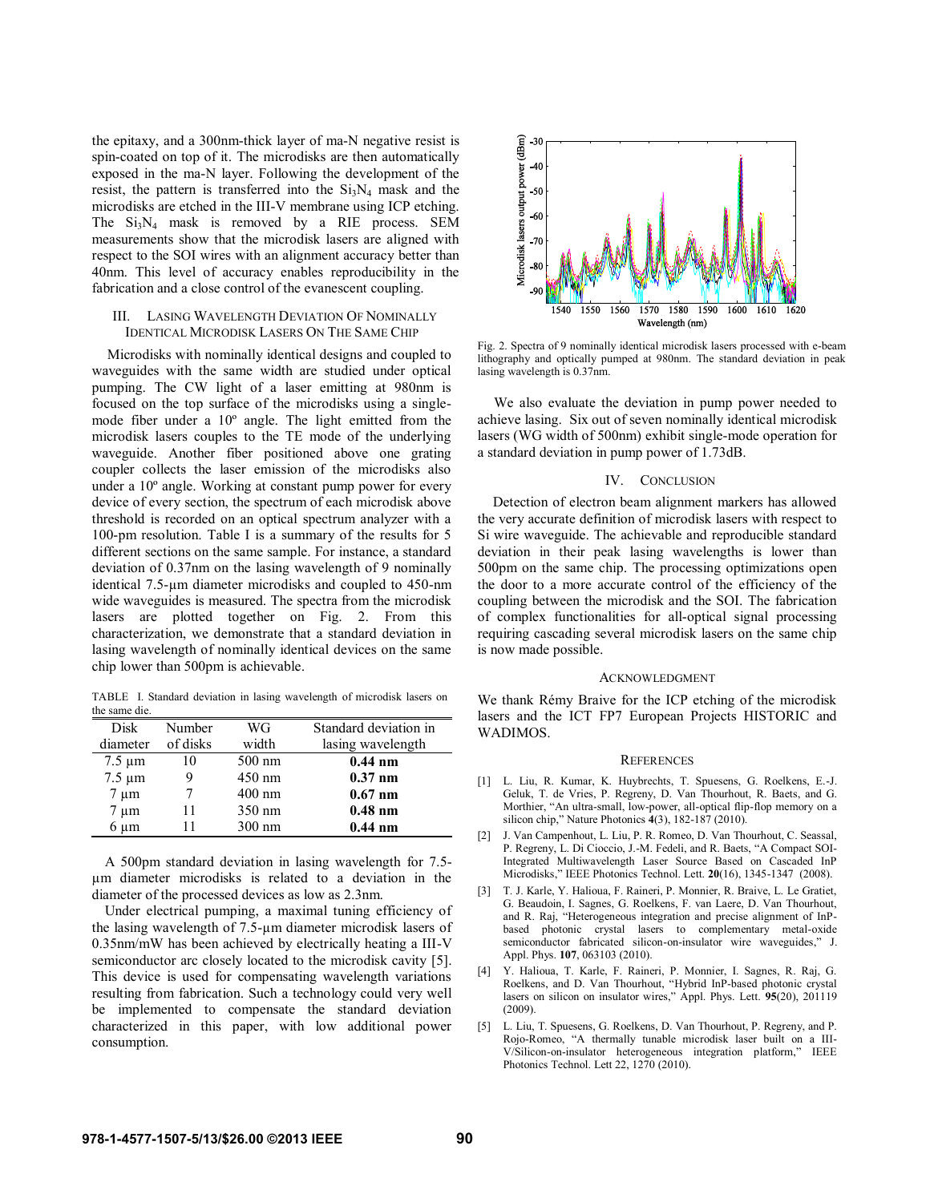the epitaxy, and a 300nm-thick layer of ma-N negative resist is spin-coated on top of it. The microdisks are then automatically exposed in the ma-N layer. Following the development of the resist, the pattern is transferred into the $Si_3N_4$ mask and the microdisks are etched in the III-V membrane using ICP etching. The $Si_3N_4$ mask is removed by a RIE process. SEM measurements show that the microdisk lasers are aligned with respect to the SOI wires with an alignment accuracy better than 40nm. This level of accuracy enables reproducibility in the fabrication and a close control of the evanescent coupling.

## III. Lasing Wavelength Deviation Of Nominally Identical Microdisk Lasers On The Same Chip

Microdisks with nominally identical designs and coupled to waveguides with the same width are studied under optical pumping. The CW light of a laser emitting at 980nm is focused on the top surface of the microdisks using a single-mode fiber under a 10º angle. The light emitted from the microdisk lasers couples to the TE mode of the underlying waveguide. Another fiber positioned above one grating coupler collects the laser emission of the microdisks also under a 10º angle. Working at constant pump power for every device of every section, the spectrum of each microdisk above threshold is recorded on an optical spectrum analyzer with a 100-pm resolution. Table I is a summary of the results for 5 different sections on the same sample. For instance, a standard deviation of 0.37nm on the lasing wavelength of 9 nominally identical 7.5-µm diameter microdisks and coupled to 450-nm wide waveguides is measured. The spectra from the microdisk lasers are plotted together on Fig. 2. From this characterization, we demonstrate that a standard deviation in lasing wavelength of nominally identical devices on the same chip lower than 500pm is achievable.

TABLE I. Standard deviation in lasing wavelength of microdisk lasers on the same die.

| Disk diameter | Number of disks | WG width | Standard deviation in lasing wavelength |
|---|---|---|---|
| 7.5 µm | 10 | 500 nm | **0.44 nm** |
| 7.5 µm | 9 | 450 nm | **0.37 nm** |
| 7 µm | 7 | 400 nm | **0.67 nm** |
| 7 µm | 11 | 350 nm | **0.48 nm** |
| 6 µm | 11 | 300 nm | **0.44 nm** |

A 500pm standard deviation in lasing wavelength for 7.5-µm diameter microdisks is related to a deviation in the diameter of the processed devices as low as 2.3nm.

Under electrical pumping, a maximal tuning efficiency of the lasing wavelength of 7.5-µm diameter microdisk lasers of 0.35nm/mW has been achieved by electrically heating a III-V semiconductor arc closely located to the microdisk cavity [5]. This device is used for compensating wavelength variations resulting from fabrication. Such a technology could very well be implemented to compensate the standard deviation characterized in this paper, with low additional power consumption.

Microdisk lasers output power (dBm)
-30
-40
-50
-60
-70
-80
-90
1540 1550 1560 1570 1580 1590 1600 1610 1620
Wavelength (nm)

Fig. 2. Spectra of 9 nominally identical microdisk lasers processed with e-beam lithography and optically pumped at 980nm. The standard deviation in peak lasing wavelength is 0.37nm.

We also evaluate the deviation in pump power needed to achieve lasing. Six out of seven nominally identical microdisk lasers (WG width of 500nm) exhibit single-mode operation for a standard deviation in pump power of 1.73dB.

## IV. Conclusion

Detection of electron beam alignment markers has allowed the very accurate definition of microdisk lasers with respect to Si wire waveguide. The achievable and reproducible standard deviation in their peak lasing wavelengths is lower than 500pm on the same chip. The processing optimizations open the door to a more accurate control of the efficiency of the coupling between the microdisk and the SOI. The fabrication of complex functionalities for all-optical signal processing requiring cascading several microdisk lasers on the same chip is now made possible.

## Acknowledgment

We thank Rémy Braive for the ICP etching of the microdisk lasers and the ICT FP7 European Projects HISTORIC and WADIMOS.

## References

[1] L. Liu, R. Kumar, K. Huybrechts, T. Spuesens, G. Roelkens, E.-J. Geluk, T. de Vries, P. Regreny, D. Van Thourhout, R. Baets, and G. Morthier, "An ultra-small, low-power, all-optical flip-flop memory on a silicon chip," Nature Photonics **4**(3), 182-187 (2010).

[2] J. Van Campenhout, L. Liu, P. R. Romeo, D. Van Thourhout, C. Seassal, P. Regreny, L. Di Cioccio, J.-M. Fedeli, and R. Baets, "A Compact SOI-Integrated Multiwavelength Laser Source Based on Cascaded InP Microdisks," IEEE Photonics Technol. Lett. **20**(16), 1345-1347 (2008).

[3] T. J. Karle, Y. Halioua, F. Raineri, P. Monnier, R. Braive, L. Le Gratiet, G. Beaudoin, I. Sagnes, G. Roelkens, F. van Laere, D. Van Thourhout, and R. Raj, "Heterogeneous integration and precise alignment of InP-based photonic crystal lasers to complementary metal-oxide semiconductor fabricated silicon-on-insulator wire waveguides," J. Appl. Phys. **107**, 063103 (2010).

[4] Y. Halioua, T. Karle, F. Raineri, P. Monnier, I. Sagnes, R. Raj, G. Roelkens, and D. Van Thourhout, "Hybrid InP-based photonic crystal lasers on silicon on insulator wires," Appl. Phys. Lett. **95**(20), 201119 (2009).

[5] L. Liu, T. Spuesens, G. Roelkens, D. Van Thourhout, P. Regreny, and P. Rojo-Romeo, "A thermally tunable microdisk laser built on a III-V/Silicon-on-insulator heterogeneous integration platform," IEEE Photonics Technol. Lett 22, 1270 (2010).